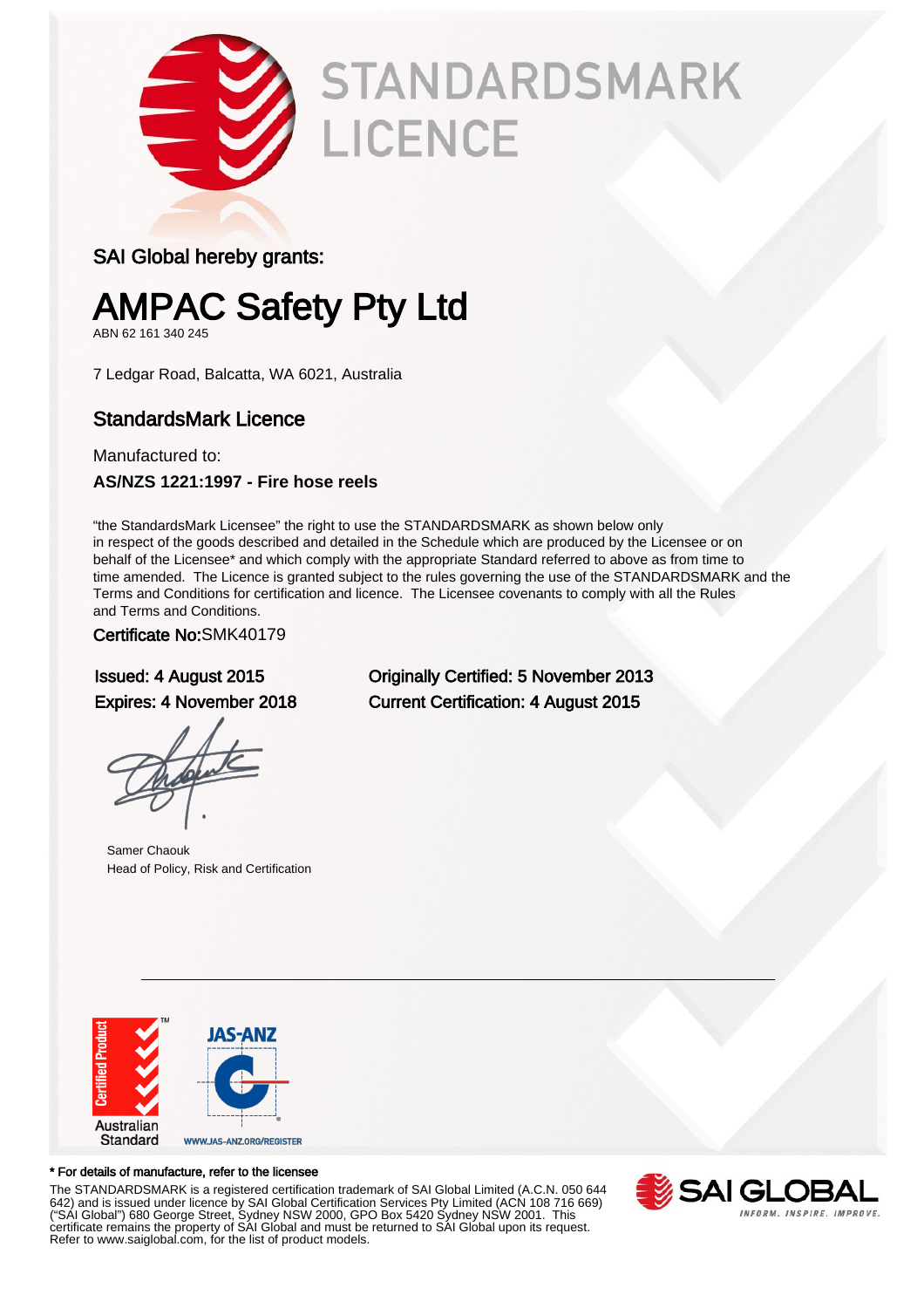# STANDARDSMARK LICENCE

SAI Global hereby grants:

# AMPAC Safety Pty Ltd

ABN 62 161 340 245

7 Ledgar Road, Balcatta, WA 6021, Australia

## StandardsMark Licence

Manufactured to:

**AS/NZS 1221:1997 - Fire hose reels**

"the StandardsMark Licensee" the right to use the STANDARDSMARK as shown below only in respect of the goods described and detailed in the Schedule which are produced by the Licensee or on behalf of the Licensee* and which comply with the appropriate Standard referred to above as from time to time amended. The Licence is granted subject to the rules governing the use of the STANDARDSMARK and the Terms and Conditions for certification and licence. The Licensee covenants to comply with all the Rules and Terms and Conditions.

Certificate No:SMK40179

Issued: 4 August 2015
Expires: 4 November 2018

Originally Certified: 5 November 2013
Current Certification: 4 August 2015

Samer Chaouk
Head of Policy, Risk and Certification

Certified Product
Australian Standard

JAS-ANZ
WWW.JAS-ANZ.ORG/REGISTER

**\* For details of manufacture, refer to the licensee**

The STANDARDSMARK is a registered certification trademark of SAI Global Limited (A.C.N. 050 644 642) and is issued under licence by SAI Global Certification Services Pty Limited (ACN 108 716 669) ("SAI Global") 680 George Street, Sydney NSW 2000, GPO Box 5420 Sydney NSW 2001. This certificate remains the property of SAI Global and must be returned to SAI Global upon its request. Refer to www.saiglobal.com, for the list of product models.

SAI GLOBAL
INFORM. INSPIRE. IMPROVE.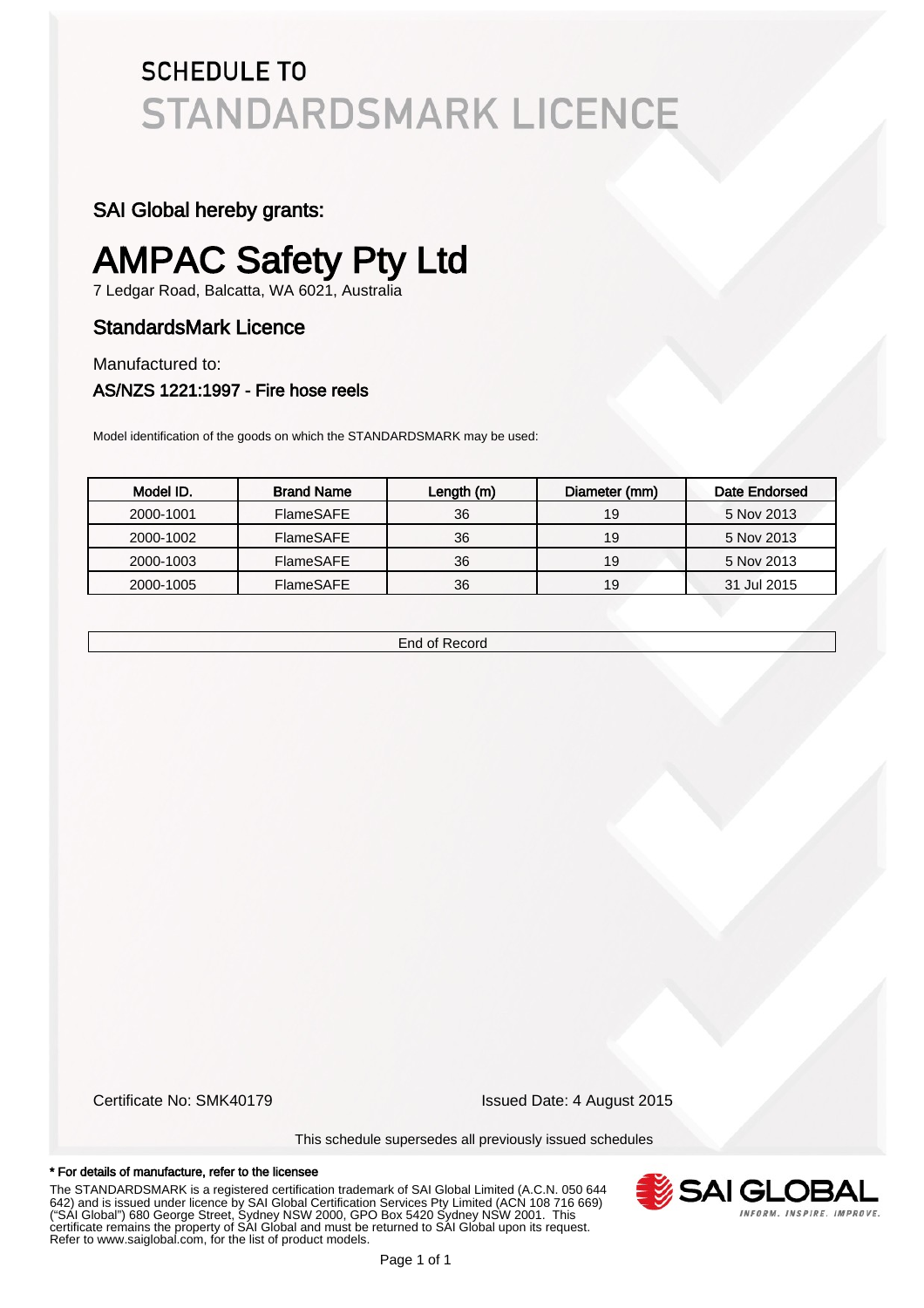# SCHEDULE TO STANDARDSMARK LICENCE

SAI Global hereby grants:

# AMPAC Safety Pty Ltd

7 Ledgar Road, Balcatta, WA 6021, Australia

## StandardsMark Licence

Manufactured to:

### AS/NZS 1221:1997 - Fire hose reels

Model identification of the goods on which the STANDARDSMARK may be used:

| Model ID. | Brand Name | Length (m) | Diameter (mm) | Date Endorsed |
|---|---|---|---|---|
| 2000-1001 | FlameSAFE | 36 | 19 | 5 Nov 2013 |
| 2000-1002 | FlameSAFE | 36 | 19 | 5 Nov 2013 |
| 2000-1003 | FlameSAFE | 36 | 19 | 5 Nov 2013 |
| 2000-1005 | FlameSAFE | 36 | 19 | 31 Jul 2015 |

End of Record

Certificate No: SMK40179

Issued Date: 4 August 2015

This schedule supersedes all previously issued schedules

**\* For details of manufacture, refer to the licensee**

The STANDARDSMARK is a registered certification trademark of SAI Global Limited (A.C.N. 050 644 642) and is issued under licence by SAI Global Certification Services Pty Limited (ACN 108 716 669) ("SAI Global") 680 George Street, Sydney NSW 2000, GPO Box 5420 Sydney NSW 2001. This certificate remains the property of SAI Global and must be returned to SAI Global upon its request. Refer to www.saiglobal.com, for the list of product models.

SAI GLOBAL

INFORM. INSPIRE. IMPROVE.